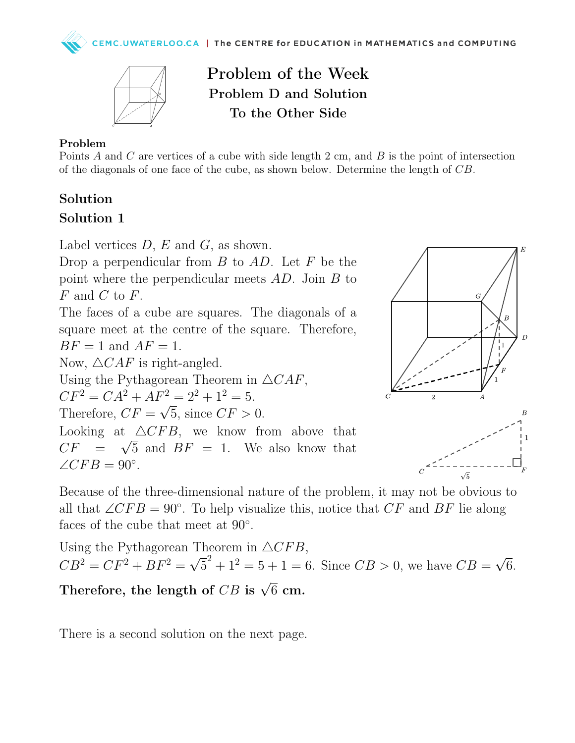# Problem of the Week

## Problem D and Solution

## To the Other Side

### Problem

Points $A$ and $C$ are vertices of a cube with side length 2 cm, and $B$ is the point of intersection of the diagonals of one face of the cube, as shown below. Determine the length of $CB$.

### Solution

### Solution 1

Label vertices $D$, $E$ and $G$, as shown.

Drop a perpendicular from $B$ to $AD$. Let $F$ be the point where the perpendicular meets $AD$. Join $B$ to $F$ and $C$ to $F$.

The faces of a cube are squares. The diagonals of a square meet at the centre of the square. Therefore, $BF = 1$ and $AF = 1$.

Now, $\triangle CAF$ is right-angled.

Using the Pythagorean Theorem in $\triangle CAF$,

$CF^2 = CA^2 + AF^2 = 2^2 + 1^2 = 5$.

Therefore, $CF = \sqrt{5}$, since $CF > 0$.

Looking at $\triangle CFB$, we know from above that $CF = \sqrt{5}$ and $BF = 1$. We also know that $\angle CFB = 90°$.

Because of the three-dimensional nature of the problem, it may not be obvious to all that $\angle CFB = 90°$. To help visualize this, notice that $CF$ and $BF$ lie along faces of the cube that meet at $90°$.

Using the Pythagorean Theorem in $\triangle CFB$,

$CB^2 = CF^2 + BF^2 = \sqrt{5}^2 + 1^2 = 5 + 1 = 6$. Since $CB > 0$, we have $CB = \sqrt{6}$.

**Therefore, the length of $CB$ is $\sqrt{6}$ cm.**

There is a second solution on the next page.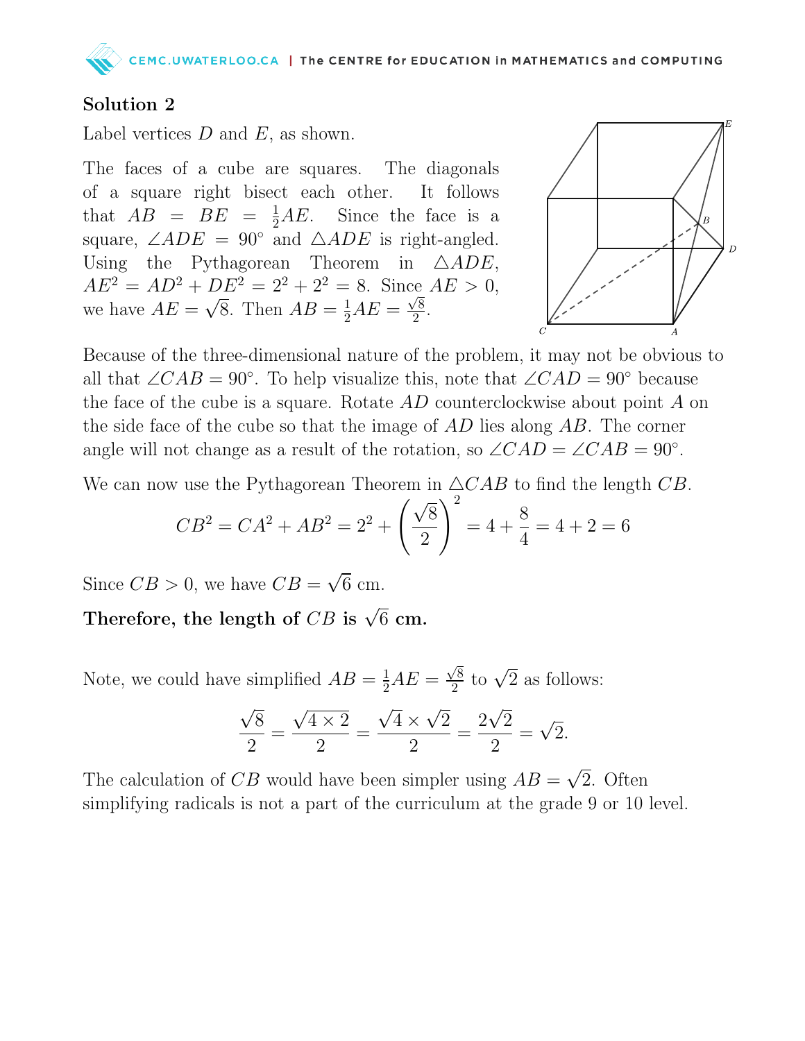**Solution 2**

Label vertices $D$ and $E$, as shown.

The faces of a cube are squares. The diagonals of a square right bisect each other. It follows that $AB = BE = \frac{1}{2}AE$. Since the face is a square, $\angle ADE = 90^\circ$ and $\triangle ADE$ is right-angled. Using the Pythagorean Theorem in $\triangle ADE$, $AE^2 = AD^2 + DE^2 = 2^2 + 2^2 = 8$. Since $AE > 0$, we have $AE = \sqrt{8}$. Then $AB = \frac{1}{2}AE = \frac{\sqrt{8}}{2}$.

Because of the three-dimensional nature of the problem, it may not be obvious to all that $\angle CAB = 90^\circ$. To help visualize this, note that $\angle CAD = 90^\circ$ because the face of the cube is a square. Rotate $AD$ counterclockwise about point $A$ on the side face of the cube so that the image of $AD$ lies along $AB$. The corner angle will not change as a result of the rotation, so $\angle CAD = \angle CAB = 90^\circ$.

We can now use the Pythagorean Theorem in $\triangle CAB$ to find the length $CB$.

$$CB^2 = CA^2 + AB^2 = 2^2 + \left(\frac{\sqrt{8}}{2}\right)^2 = 4 + \frac{8}{4} = 4 + 2 = 6$$

Since $CB > 0$, we have $CB = \sqrt{6}$ cm.

**Therefore, the length of $CB$ is $\sqrt{6}$ cm.**

Note, we could have simplified $AB = \frac{1}{2}AE = \frac{\sqrt{8}}{2}$ to $\sqrt{2}$ as follows:

$$\frac{\sqrt{8}}{2} = \frac{\sqrt{4 \times 2}}{2} = \frac{\sqrt{4} \times \sqrt{2}}{2} = \frac{2\sqrt{2}}{2} = \sqrt{2}.$$

The calculation of $CB$ would have been simpler using $AB = \sqrt{2}$. Often simplifying radicals is not a part of the curriculum at the grade 9 or 10 level.